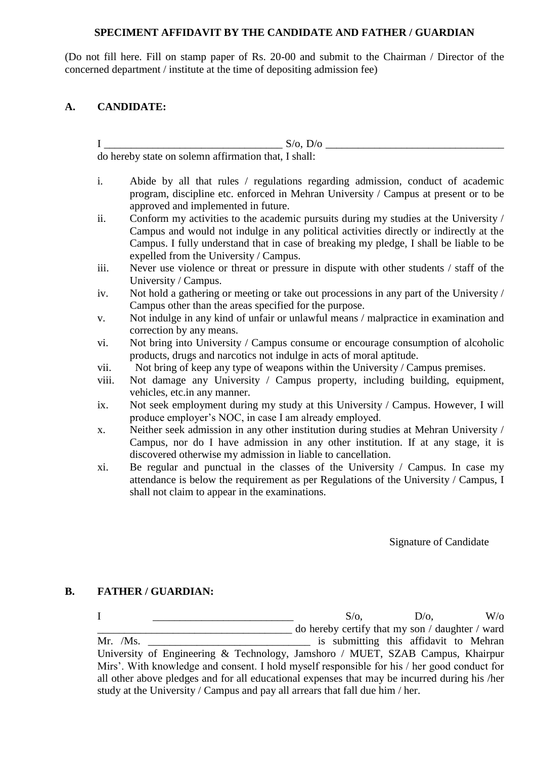**SPECIMENT AFFIDAVIT BY THE CANDIDATE AND FATHER / GUARDIAN**

(Do not fill here. Fill on stamp paper of Rs. 20-00 and submit to the Chairman / Director of the concerned department / institute at the time of depositing admission fee)

## A. CANDIDATE:

I _________________________________ S/o, D/o _________________________________
do hereby state on solemn affirmation that, I shall:

i. Abide by all that rules / regulations regarding admission, conduct of academic program, discipline etc. enforced in Mehran University / Campus at present or to be approved and implemented in future.
ii. Conform my activities to the academic pursuits during my studies at the University / Campus and would not indulge in any political activities directly or indirectly at the Campus. I fully understand that in case of breaking my pledge, I shall be liable to be expelled from the University / Campus.
iii. Never use violence or threat or pressure in dispute with other students / staff of the University / Campus.
iv. Not hold a gathering or meeting or take out processions in any part of the University / Campus other than the areas specified for the purpose.
v. Not indulge in any kind of unfair or unlawful means / malpractice in examination and correction by any means.
vi. Not bring into University / Campus consume or encourage consumption of alcoholic products, drugs and narcotics not indulge in acts of moral aptitude.
vii. Not bring of keep any type of weapons within the University / Campus premises.
viii. Not damage any University / Campus property, including building, equipment, vehicles, etc.in any manner.
ix. Not seek employment during my study at this University / Campus. However, I will produce employer's NOC, in case I am already employed.
x. Neither seek admission in any other institution during studies at Mehran University / Campus, nor do I have admission in any other institution. If at any stage, it is discovered otherwise my admission in liable to cancellation.
xi. Be regular and punctual in the classes of the University / Campus. In case my attendance is below the requirement as per Regulations of the University / Campus, I shall not claim to appear in the examinations.

Signature of Candidate

## B. FATHER / GUARDIAN:

I __________________________ S/o, D/o, W/o ____________________________________ do hereby certify that my son / daughter / ward Mr. /Ms. ______________________________ is submitting this affidavit to Mehran University of Engineering & Technology, Jamshoro / MUET, SZAB Campus, Khairpur Mirs'. With knowledge and consent. I hold myself responsible for his / her good conduct for all other above pledges and for all educational expenses that may be incurred during his /her study at the University / Campus and pay all arrears that fall due him / her.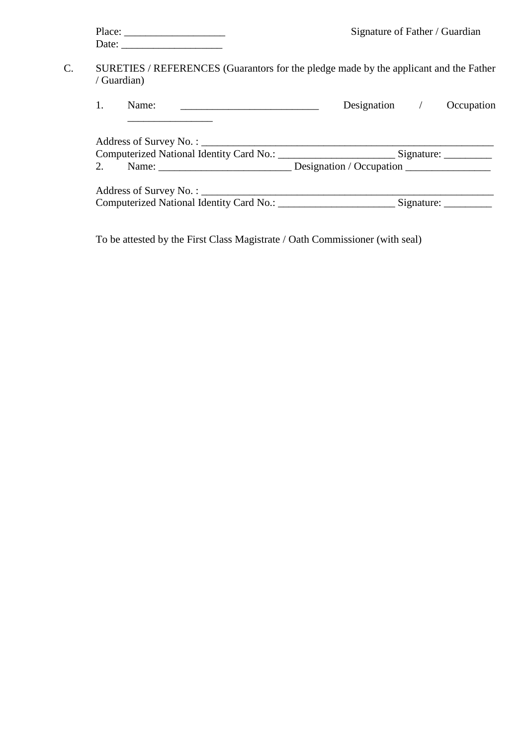Place: ___________________ Signature of Father / Guardian
Date: ___________________

C. SURETIES / REFERENCES (Guarantors for the pledge made by the applicant and the Father / Guardian)

1. Name: __________________________ Designation / Occupation ________________

Address of Survey No. : _______________________________________________________
Computerized National Identity Card No.: ______________________ Signature: _________

2. Name: _________________________ Designation / Occupation ________________

Address of Survey No. : _______________________________________________________
Computerized National Identity Card No.: ______________________ Signature: _________

To be attested by the First Class Magistrate / Oath Commissioner (with seal)